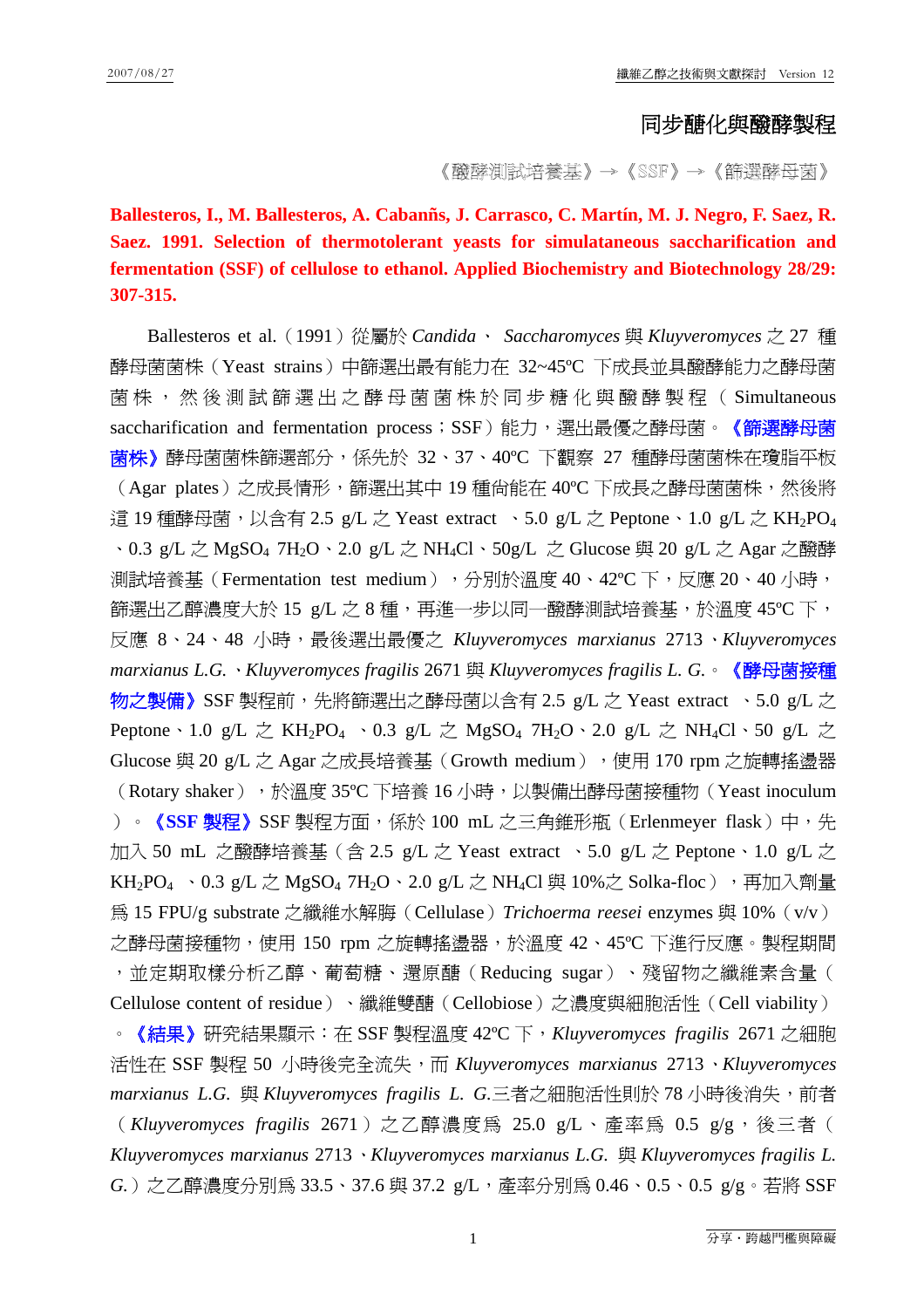# 同步醣化與醱酵製程

《醱酵測試培養基》→《SSF》→《篩選酵母菌》

**Ballesteros, I., M. Ballesteros, A. Cabanñs, J. Carrasco, C. Martín, M. J. Negro, F. Saez, R. Saez. 1991. Selection of thermotolerant yeasts for simulataneous saccharification and fermentation (SSF) of cellulose to ethanol. Applied Biochemistry and Biotechnology 28/29: 307-315.**

Ballesteros et al.（1991）從屬於 *Candida*、 *Saccharomyces* 與 *Kluyveromyces* 之 27 種酵母菌菌株（Yeast strains）中篩選出最有能力在 32~45ºC 下成長並具醱酵能力之酵母菌菌株，然後測試篩選出之酵母菌菌株於同步糖化與醱酵製程（Simultaneous saccharification and fermentation process；SSF）能力，選出最優之酵母菌。**《篩選酵母菌菌株》**酵母菌菌株篩選部分，係先於 32、37、40ºC 下觀察 27 種酵母菌菌株在瓊脂平板（Agar plates）之成長情形，篩選出其中 19 種尚能在 40ºC 下成長之酵母菌菌株，然後將這 19 種酵母菌，以含有 2.5 g/L 之 Yeast extract 、5.0 g/L 之 Peptone、1.0 g/L 之 $KH_2PO_4$ 、0.3 g/L 之 $MgSO_4$ $7H_2O$、2.0 g/L 之 $NH_4Cl$、50g/L 之 Glucose 與 20 g/L 之 Agar 之醱酵測試培養基（Fermentation test medium），分別於溫度 40、42ºC 下，反應 20、40 小時，篩選出乙醇濃度大於 15 g/L 之 8 種，再進一步以同一醱酵測試培養基，於溫度 45ºC 下，反應 8、24、48 小時，最後選出最優之 *Kluyveromyces marxianus* 2713、*Kluyveromyces marxianus L.G.*、*Kluyveromyces fragilis* 2671 與 *Kluyveromyces fragilis L. G.*。**《酵母菌接種物之製備》**SSF 製程前，先將篩選出之酵母菌以含有 2.5 g/L 之 Yeast extract 、5.0 g/L 之 Peptone、1.0 g/L 之 $KH_2PO_4$ 、0.3 g/L 之 $MgSO_4$ $7H_2O$、2.0 g/L 之 $NH_4Cl$、50 g/L 之 Glucose 與 20 g/L 之 Agar 之成長培養基（Growth medium），使用 170 rpm 之旋轉搖盪器（Rotary shaker），於溫度 35ºC 下培養 16 小時，以製備出酵母菌接種物（Yeast inoculum）。**《SSF 製程》**SSF 製程方面，係於 100 mL 之三角錐形瓶（Erlenmeyer flask）中，先加入 50 mL 之醱酵培養基（含 2.5 g/L 之 Yeast extract 、5.0 g/L 之 Peptone、1.0 g/L 之 $KH_2PO_4$ 、0.3 g/L 之 $MgSO_4$ $7H_2O$、2.0 g/L 之 $NH_4Cl$ 與 10%之 Solka-floc），再加入劑量爲 15 FPU/g substrate 之纖維水解脢（Cellulase）*Trichoerma reesei* enzymes 與 10%（v/v）之酵母菌接種物，使用 150 rpm 之旋轉搖盪器，於溫度 42、45ºC 下進行反應。製程期間，並定期取樣分析乙醇、葡萄糖、還原醣（Reducing sugar）、殘留物之纖維素含量（Cellulose content of residue）、纖維雙醣（Cellobiose）之濃度與細胞活性（Cell viability）。**《結果》**研究結果顯示：在 SSF 製程溫度 42ºC 下，*Kluyveromyces fragilis* 2671 之細胞活性在 SSF 製程 50 小時後完全流失，而 *Kluyveromyces marxianus* 2713、*Kluyveromyces marxianus L.G.* 與 *Kluyveromyces fragilis L. G.*三者之細胞活性則於 78 小時後消失，前者（*Kluyveromyces fragilis* 2671）之乙醇濃度爲 25.0 g/L、產率爲 0.5 g/g，後三者（*Kluyveromyces marxianus* 2713、*Kluyveromyces marxianus L.G.* 與 *Kluyveromyces fragilis L. G.*）之乙醇濃度分別爲 33.5、37.6 與 37.2 g/L，產率分別爲 0.46、0.5、0.5 g/g。若將 SSF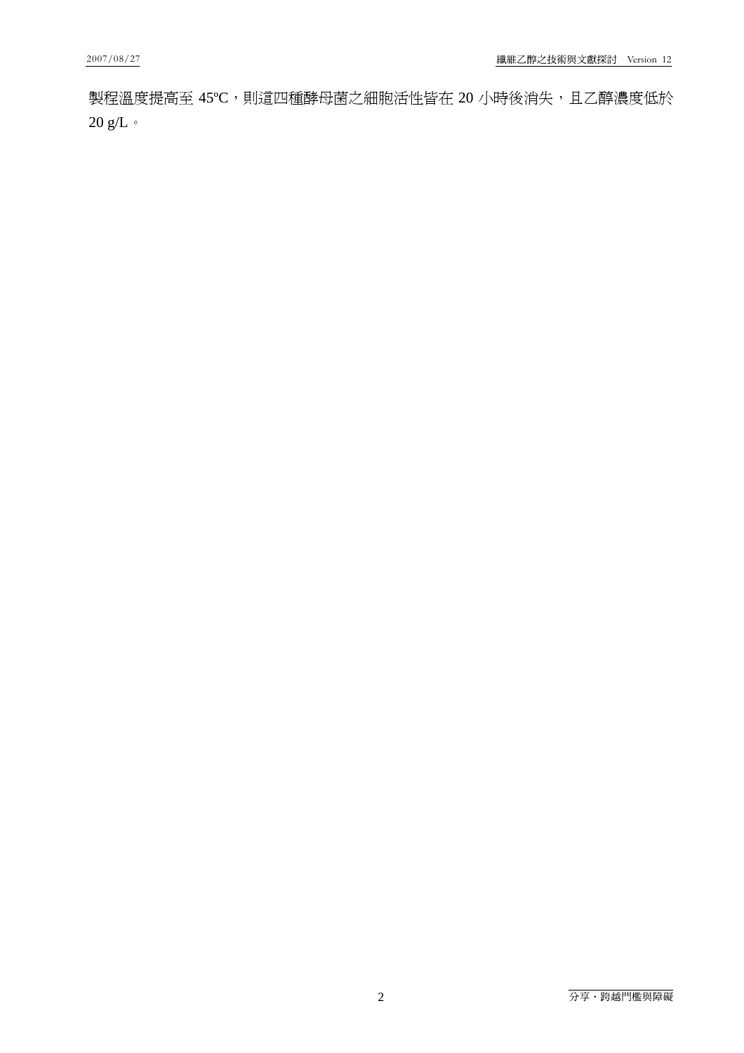製程溫度提高至 45ºC，則這四種酵母菌之細胞活性皆在 20 小時後消失，且乙醇濃度低於 20 g/L。